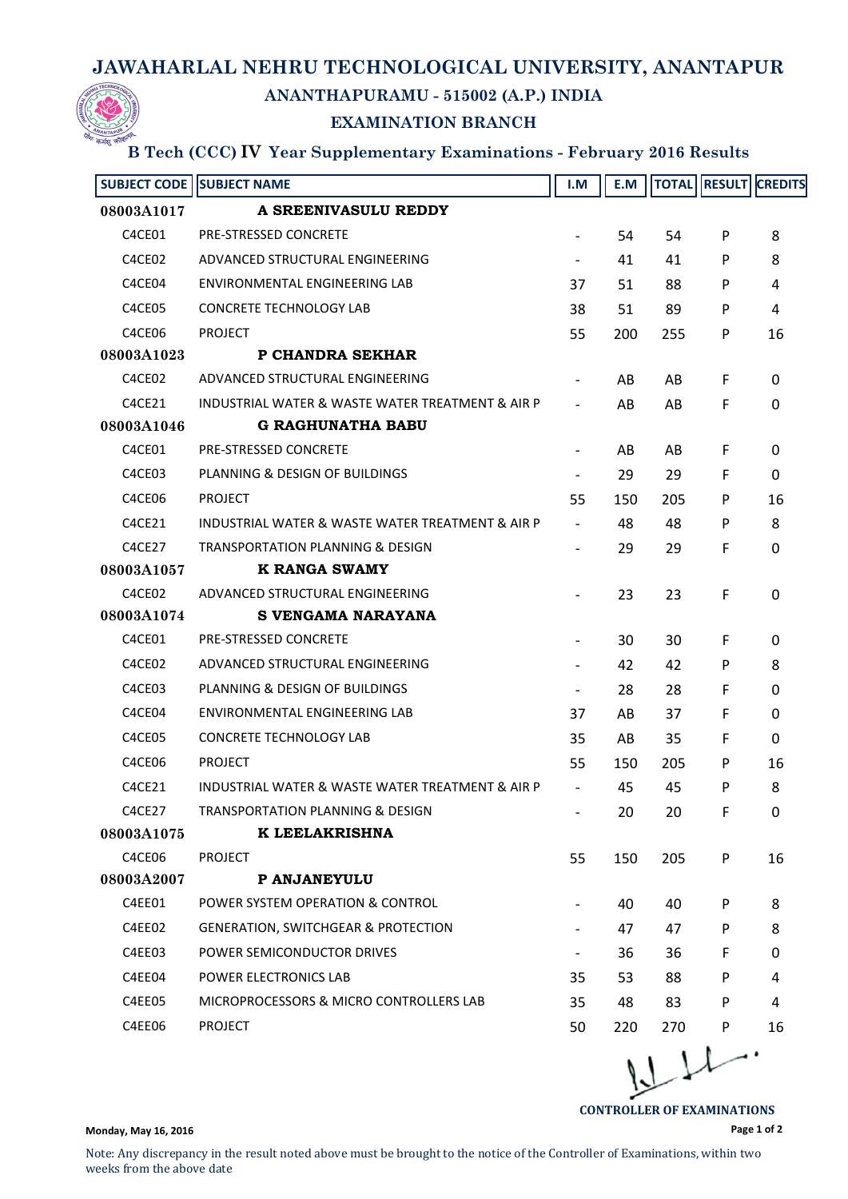# JAWAHARLAL NEHRU TECHNOLOGICAL UNIVERSITY, ANANTAPUR

## ANANTHAPURAMU - 515002 (A.P.) INDIA

## EXAMINATION BRANCH

### B Tech (CCC) IV Year Supplementary Examinations - February 2016 Results

| SUBJECT CODE | SUBJECT NAME | I.M | E.M | TOTAL | RESULT | CREDITS |
|---|---|---|---|---|---|---|
| **08003A1017** | **A SREENIVASULU REDDY** | | | | | |
| C4CE01 | PRE-STRESSED CONCRETE | - | 54 | 54 | P | 8 |
| C4CE02 | ADVANCED STRUCTURAL ENGINEERING | - | 41 | 41 | P | 8 |
| C4CE04 | ENVIRONMENTAL ENGINEERING LAB | 37 | 51 | 88 | P | 4 |
| C4CE05 | CONCRETE TECHNOLOGY LAB | 38 | 51 | 89 | P | 4 |
| C4CE06 | PROJECT | 55 | 200 | 255 | P | 16 |
| **08003A1023** | **P CHANDRA SEKHAR** | | | | | |
| C4CE02 | ADVANCED STRUCTURAL ENGINEERING | - | AB | AB | F | 0 |
| C4CE21 | INDUSTRIAL WATER & WASTE WATER TREATMENT & AIR P | - | AB | AB | F | 0 |
| **08003A1046** | **G RAGHUNATHA BABU** | | | | | |
| C4CE01 | PRE-STRESSED CONCRETE | - | AB | AB | F | 0 |
| C4CE03 | PLANNING & DESIGN OF BUILDINGS | - | 29 | 29 | F | 0 |
| C4CE06 | PROJECT | 55 | 150 | 205 | P | 16 |
| C4CE21 | INDUSTRIAL WATER & WASTE WATER TREATMENT & AIR P | - | 48 | 48 | P | 8 |
| C4CE27 | TRANSPORTATION PLANNING & DESIGN | - | 29 | 29 | F | 0 |
| **08003A1057** | **K RANGA SWAMY** | | | | | |
| C4CE02 | ADVANCED STRUCTURAL ENGINEERING | - | 23 | 23 | F | 0 |
| **08003A1074** | **S VENGAMA NARAYANA** | | | | | |
| C4CE01 | PRE-STRESSED CONCRETE | - | 30 | 30 | F | 0 |
| C4CE02 | ADVANCED STRUCTURAL ENGINEERING | - | 42 | 42 | P | 8 |
| C4CE03 | PLANNING & DESIGN OF BUILDINGS | - | 28 | 28 | F | 0 |
| C4CE04 | ENVIRONMENTAL ENGINEERING LAB | 37 | AB | 37 | F | 0 |
| C4CE05 | CONCRETE TECHNOLOGY LAB | 35 | AB | 35 | F | 0 |
| C4CE06 | PROJECT | 55 | 150 | 205 | P | 16 |
| C4CE21 | INDUSTRIAL WATER & WASTE WATER TREATMENT & AIR P | - | 45 | 45 | P | 8 |
| C4CE27 | TRANSPORTATION PLANNING & DESIGN | - | 20 | 20 | F | 0 |
| **08003A1075** | **K LEELAKRISHNA** | | | | | |
| C4CE06 | PROJECT | 55 | 150 | 205 | P | 16 |
| **08003A2007** | **P ANJANEYULU** | | | | | |
| C4EE01 | POWER SYSTEM OPERATION & CONTROL | - | 40 | 40 | P | 8 |
| C4EE02 | GENERATION, SWITCHGEAR & PROTECTION | - | 47 | 47 | P | 8 |
| C4EE03 | POWER SEMICONDUCTOR DRIVES | - | 36 | 36 | F | 0 |
| C4EE04 | POWER ELECTRONICS LAB | 35 | 53 | 88 | P | 4 |
| C4EE05 | MICROPROCESSORS & MICRO CONTROLLERS LAB | 35 | 48 | 83 | P | 4 |
| C4EE06 | PROJECT | 50 | 220 | 270 | P | 16 |

**CONTROLLER OF EXAMINATIONS**

**Monday, May 16, 2016**

Note: Any discrepancy in the result noted above must be brought to the notice of the Controller of Examinations, within two weeks from the above date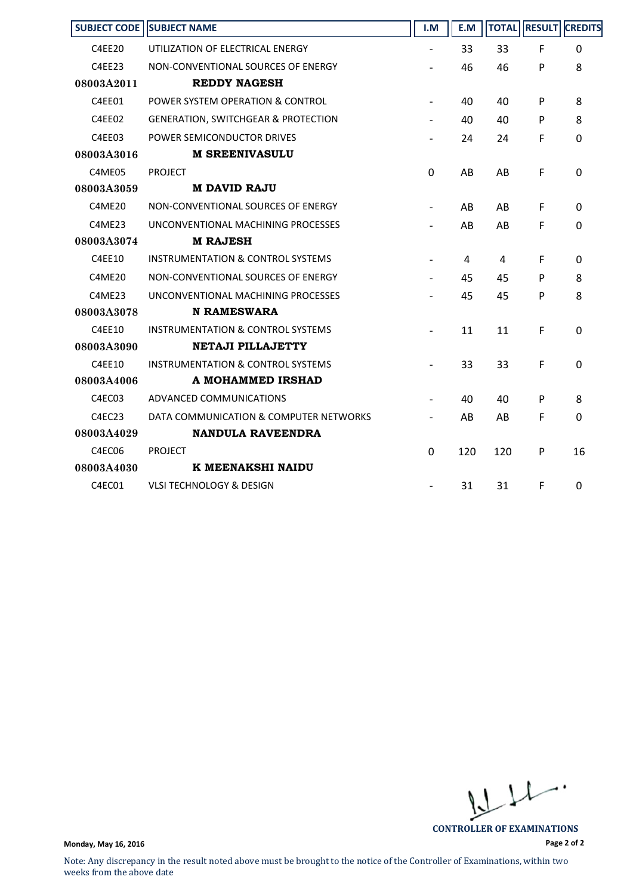| SUBJECT CODE | SUBJECT NAME | I.M | E.M | TOTAL | RESULT | CREDITS |
|---|---|---|---|---|---|---|
| C4EE20 | UTILIZATION OF ELECTRICAL ENERGY | - | 33 | 33 | F | 0 |
| C4EE23 | NON-CONVENTIONAL SOURCES OF ENERGY | - | 46 | 46 | P | 8 |
| **08003A2011** | **REDDY NAGESH** | | | | | |
| C4EE01 | POWER SYSTEM OPERATION & CONTROL | - | 40 | 40 | P | 8 |
| C4EE02 | GENERATION, SWITCHGEAR & PROTECTION | - | 40 | 40 | P | 8 |
| C4EE03 | POWER SEMICONDUCTOR DRIVES | - | 24 | 24 | F | 0 |
| **08003A3016** | **M SREENIVASULU** | | | | | |
| C4ME05 | PROJECT | 0 | AB | AB | F | 0 |
| **08003A3059** | **M DAVID RAJU** | | | | | |
| C4ME20 | NON-CONVENTIONAL SOURCES OF ENERGY | - | AB | AB | F | 0 |
| C4ME23 | UNCONVENTIONAL MACHINING PROCESSES | - | AB | AB | F | 0 |
| **08003A3074** | **M RAJESH** | | | | | |
| C4EE10 | INSTRUMENTATION & CONTROL SYSTEMS | - | 4 | 4 | F | 0 |
| C4ME20 | NON-CONVENTIONAL SOURCES OF ENERGY | - | 45 | 45 | P | 8 |
| C4ME23 | UNCONVENTIONAL MACHINING PROCESSES | - | 45 | 45 | P | 8 |
| **08003A3078** | **N RAMESWARA** | | | | | |
| C4EE10 | INSTRUMENTATION & CONTROL SYSTEMS | - | 11 | 11 | F | 0 |
| **08003A3090** | **NETAJI PILLAJETTY** | | | | | |
| C4EE10 | INSTRUMENTATION & CONTROL SYSTEMS | - | 33 | 33 | F | 0 |
| **08003A4006** | **A MOHAMMED IRSHAD** | | | | | |
| C4EC03 | ADVANCED COMMUNICATIONS | - | 40 | 40 | P | 8 |
| C4EC23 | DATA COMMUNICATION & COMPUTER NETWORKS | - | AB | AB | F | 0 |
| **08003A4029** | **NANDULA RAVEENDRA** | | | | | |
| C4EC06 | PROJECT | 0 | 120 | 120 | P | 16 |
| **08003A4030** | **K MEENAKSHI NAIDU** | | | | | |
| C4EC01 | VLSI TECHNOLOGY & DESIGN | - | 31 | 31 | F | 0 |

**CONTROLLER OF EXAMINATIONS**

**Monday, May 16, 2016**

Note: Any discrepancy in the result noted above must be brought to the notice of the Controller of Examinations, within two weeks from the above date